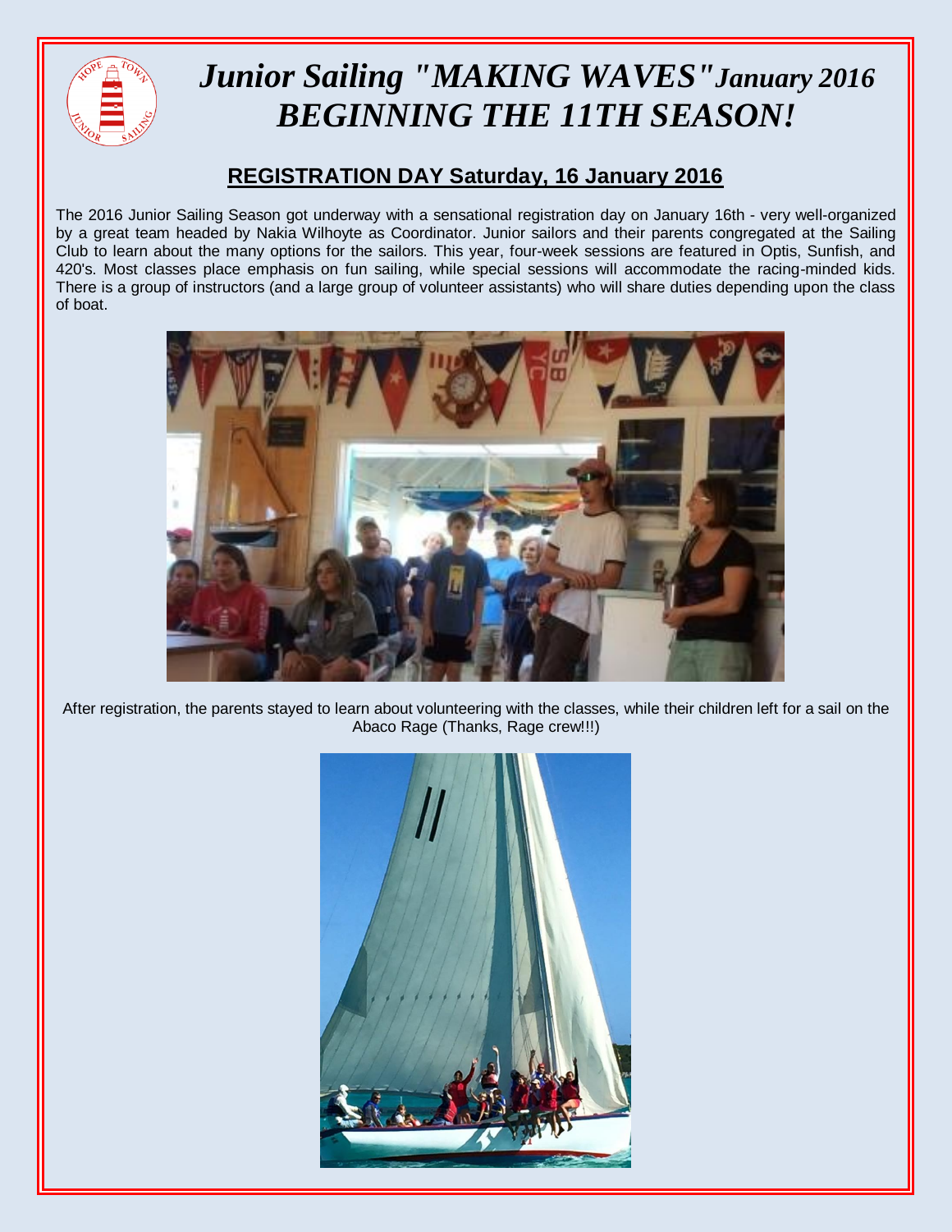# *Junior Sailing "MAKING WAVES" January 2016 BEGINNING THE 11TH SEASON!*

## REGISTRATION DAY Saturday, 16 January 2016

The 2016 Junior Sailing Season got underway with a sensational registration day on January 16th - very well-organized by a great team headed by Nakia Wilhoyte as Coordinator. Junior sailors and their parents congregated at the Sailing Club to learn about the many options for the sailors. This year, four-week sessions are featured in Optis, Sunfish, and 420's. Most classes place emphasis on fun sailing, while special sessions will accommodate the racing-minded kids. There is a group of instructors (and a large group of volunteer assistants) who will share duties depending upon the class of boat.

After registration, the parents stayed to learn about volunteering with the classes, while their children left for a sail on the Abaco Rage (Thanks, Rage crew!!!)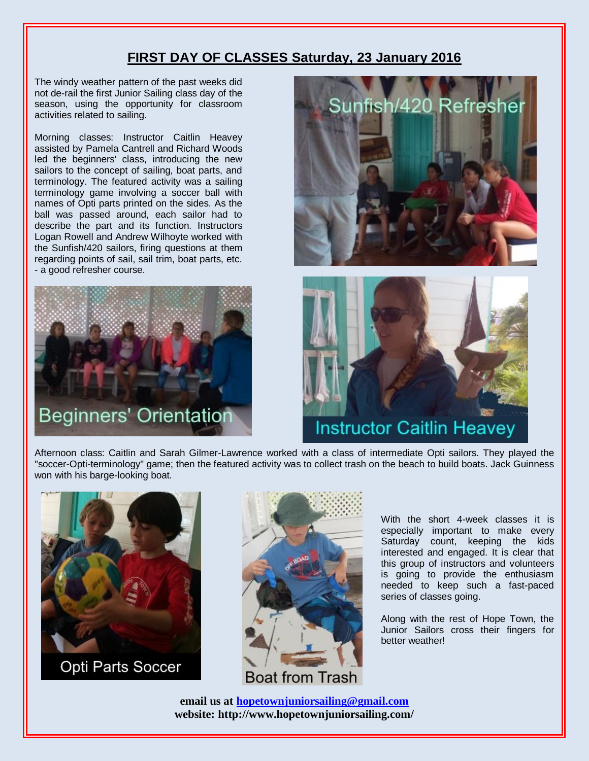## FIRST DAY OF CLASSES Saturday, 23 January 2016

The windy weather pattern of the past weeks did not de-rail the first Junior Sailing class day of the season, using the opportunity for classroom activities related to sailing.

Morning classes: Instructor Caitlin Heavey assisted by Pamela Cantrell and Richard Woods led the beginners' class, introducing the new sailors to the concept of sailing, boat parts, and terminology. The featured activity was a sailing terminology game involving a soccer ball with names of Opti parts printed on the sides. As the ball was passed around, each sailor had to describe the part and its function. Instructors Logan Rowell and Andrew Wilhoyte worked with the Sunfish/420 sailors, firing questions at them regarding points of sail, sail trim, boat parts, etc. - a good refresher course.

Sunfish/420 Refresher

Beginners' Orientation

Instructor Caitlin Heavey

Afternoon class: Caitlin and Sarah Gilmer-Lawrence worked with a class of intermediate Opti sailors. They played the "soccer-Opti-terminology" game; then the featured activity was to collect trash on the beach to build boats. Jack Guinness won with his barge-looking boat.

Opti Parts Soccer

Boat from Trash

With the short 4-week classes it is especially important to make every Saturday count, keeping the kids interested and engaged. It is clear that this group of instructors and volunteers is going to provide the enthusiasm needed to keep such a fast-paced series of classes going.

Along with the rest of Hope Town, the Junior Sailors cross their fingers for better weather!

**email us at [hopetownjuniorsailing@gmail.com](mailto:hopetownjuniorsailing@gmail.com)**
**website: http://www.hopetownjuniorsailing.com/**